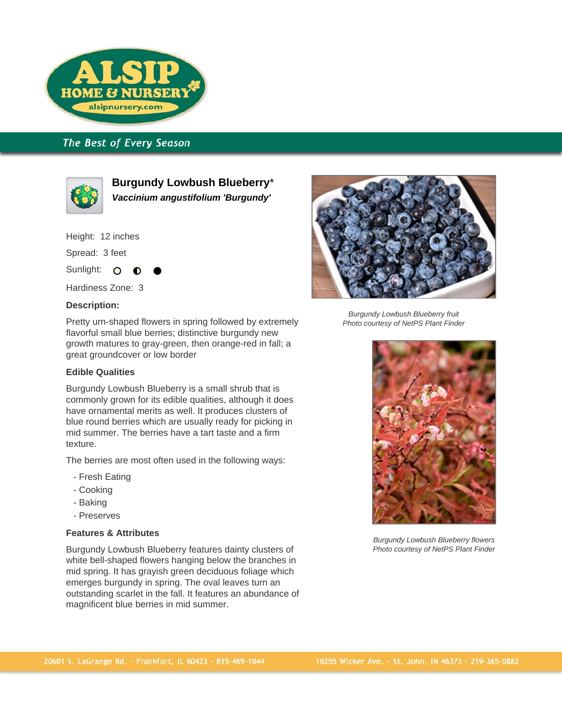# Burgundy Lowbush Blueberry*

***Vaccinium angustifolium 'Burgundy'***

Height: 12 inches

Spread: 3 feet

Sunlight: ○ ◐ ●

Hardiness Zone: 3

**Description:**

Pretty urn-shaped flowers in spring followed by extremely flavorful small blue berries; distinctive burgundy new growth matures to gray-green, then orange-red in fall; a great groundcover or low border

**Edible Qualities**

Burgundy Lowbush Blueberry is a small shrub that is commonly grown for its edible qualities, although it does have ornamental merits as well. It produces clusters of blue round berries which are usually ready for picking in mid summer. The berries have a tart taste and a firm texture.

The berries are most often used in the following ways:

- Fresh Eating
- Cooking
- Baking
- Preserves

**Features & Attributes**

Burgundy Lowbush Blueberry features dainty clusters of white bell-shaped flowers hanging below the branches in mid spring. It has grayish green deciduous foliage which emerges burgundy in spring. The oval leaves turn an outstanding scarlet in the fall. It features an abundance of magnificent blue berries in mid summer.

*Burgundy Lowbush Blueberry fruit*
*Photo courtesy of NetPS Plant Finder*

*Burgundy Lowbush Blueberry flowers*
*Photo courtesy of NetPS Plant Finder*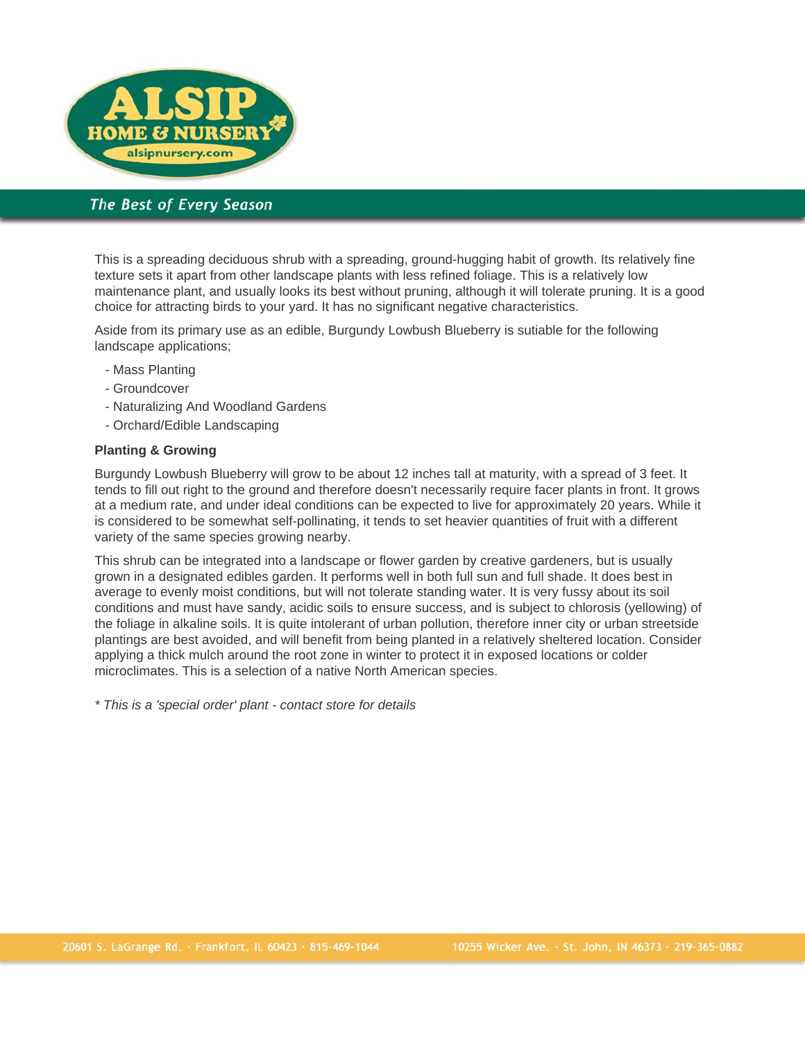This is a spreading deciduous shrub with a spreading, ground-hugging habit of growth. Its relatively fine texture sets it apart from other landscape plants with less refined foliage. This is a relatively low maintenance plant, and usually looks its best without pruning, although it will tolerate pruning. It is a good choice for attracting birds to your yard. It has no significant negative characteristics.

Aside from its primary use as an edible, Burgundy Lowbush Blueberry is sutiable for the following landscape applications;

- Mass Planting
- Groundcover
- Naturalizing And Woodland Gardens
- Orchard/Edible Landscaping

**Planting & Growing**

Burgundy Lowbush Blueberry will grow to be about 12 inches tall at maturity, with a spread of 3 feet. It tends to fill out right to the ground and therefore doesn't necessarily require facer plants in front. It grows at a medium rate, and under ideal conditions can be expected to live for approximately 20 years. While it is considered to be somewhat self-pollinating, it tends to set heavier quantities of fruit with a different variety of the same species growing nearby.

This shrub can be integrated into a landscape or flower garden by creative gardeners, but is usually grown in a designated edibles garden. It performs well in both full sun and full shade. It does best in average to evenly moist conditions, but will not tolerate standing water. It is very fussy about its soil conditions and must have sandy, acidic soils to ensure success, and is subject to chlorosis (yellowing) of the foliage in alkaline soils. It is quite intolerant of urban pollution, therefore inner city or urban streetside plantings are best avoided, and will benefit from being planted in a relatively sheltered location. Consider applying a thick mulch around the root zone in winter to protect it in exposed locations or colder microclimates. This is a selection of a native North American species.

*\* This is a 'special order' plant - contact store for details*